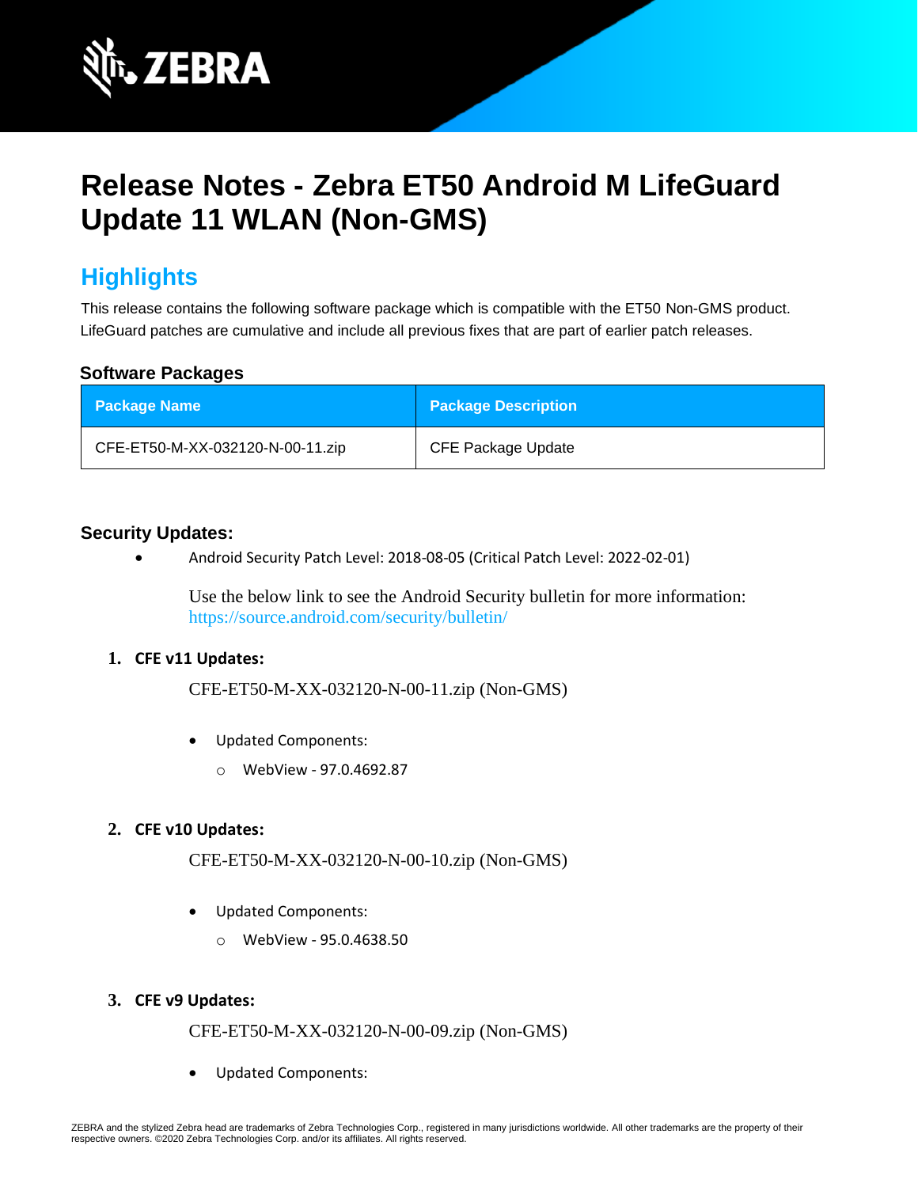# Release Notes - Zebra ET50 Android M LifeGuard Update 11 WLAN (Non-GMS)

## Highlights

This release contains the following software package which is compatible with the ET50 Non-GMS product. LifeGuard patches are cumulative and include all previous fixes that are part of earlier patch releases.

### Software Packages

| Package Name | Package Description |
|---|---|
| CFE-ET50-M-XX-032120-N-00-11.zip | CFE Package Update |

### Security Updates:

- Android Security Patch Level: 2018-08-05 (Critical Patch Level: 2022-02-01)

  Use the below link to see the Android Security bulletin for more information: https://source.android.com/security/bulletin/

1. **CFE v11 Updates:**

   CFE-ET50-M-XX-032120-N-00-11.zip (Non-GMS)

   - Updated Components:
     - WebView - 97.0.4692.87

2. **CFE v10 Updates:**

   CFE-ET50-M-XX-032120-N-00-10.zip (Non-GMS)

   - Updated Components:
     - WebView - 95.0.4638.50

3. **CFE v9 Updates:**

   CFE-ET50-M-XX-032120-N-00-09.zip (Non-GMS)

   - Updated Components: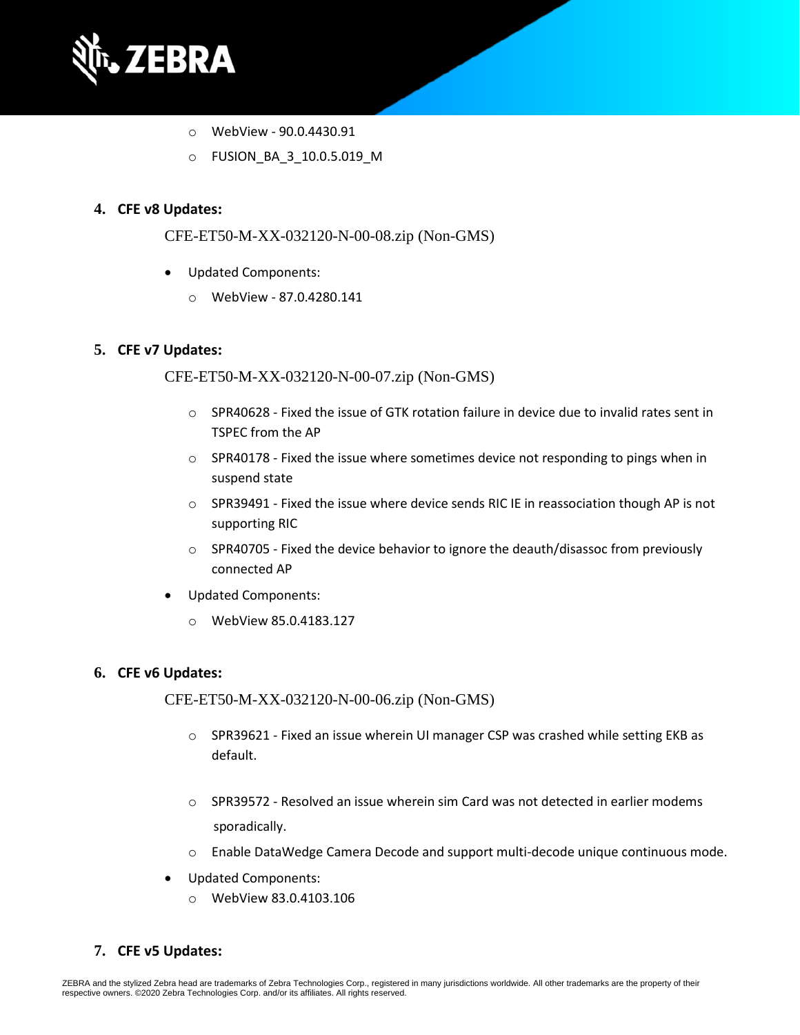- WebView - 90.0.4430.91
- FUSION_BA_3_10.0.5.019_M

4. **CFE v8 Updates:**

   CFE-ET50-M-XX-032120-N-00-08.zip (Non-GMS)

   - Updated Components:
     - WebView - 87.0.4280.141

5. **CFE v7 Updates:**

   CFE-ET50-M-XX-032120-N-00-07.zip (Non-GMS)

   - SPR40628 - Fixed the issue of GTK rotation failure in device due to invalid rates sent in TSPEC from the AP
   - SPR40178 - Fixed the issue where sometimes device not responding to pings when in suspend state
   - SPR39491 - Fixed the issue where device sends RIC IE in reassociation though AP is not supporting RIC
   - SPR40705 - Fixed the device behavior to ignore the deauth/disassoc from previously connected AP
   - Updated Components:
     - WebView 85.0.4183.127

6. **CFE v6 Updates:**

   CFE-ET50-M-XX-032120-N-00-06.zip (Non-GMS)

   - SPR39621 - Fixed an issue wherein UI manager CSP was crashed while setting EKB as default.
   - SPR39572 - Resolved an issue wherein sim Card was not detected in earlier modems sporadically.
   - Enable DataWedge Camera Decode and support multi-decode unique continuous mode.
   - Updated Components:
     - WebView 83.0.4103.106

7. **CFE v5 Updates:**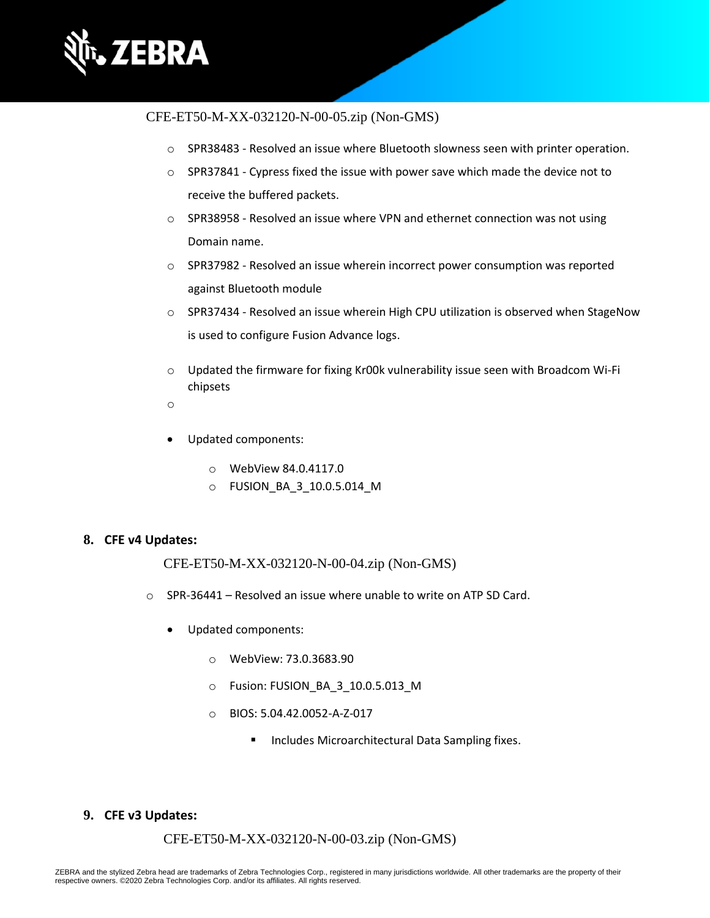CFE-ET50-M-XX-032120-N-00-05.zip (Non-GMS)

- SPR38483 - Resolved an issue where Bluetooth slowness seen with printer operation.
- SPR37841 - Cypress fixed the issue with power save which made the device not to receive the buffered packets.
- SPR38958 - Resolved an issue where VPN and ethernet connection was not using Domain name.
- SPR37982 - Resolved an issue wherein incorrect power consumption was reported against Bluetooth module
- SPR37434 - Resolved an issue wherein High CPU utilization is observed when StageNow is used to configure Fusion Advance logs.
- Updated the firmware for fixing Kr00k vulnerability issue seen with Broadcom Wi-Fi chipsets

- Updated components:
  - WebView 84.0.4117.0
  - FUSION_BA_3_10.0.5.014_M

## 8. CFE v4 Updates:

CFE-ET50-M-XX-032120-N-00-04.zip (Non-GMS)

- SPR-36441 – Resolved an issue where unable to write on ATP SD Card.

- Updated components:
  - WebView: 73.0.3683.90
  - Fusion: FUSION_BA_3_10.0.5.013_M
  - BIOS: 5.04.42.0052-A-Z-017
    - Includes Microarchitectural Data Sampling fixes.

## 9. CFE v3 Updates:

CFE-ET50-M-XX-032120-N-00-03.zip (Non-GMS)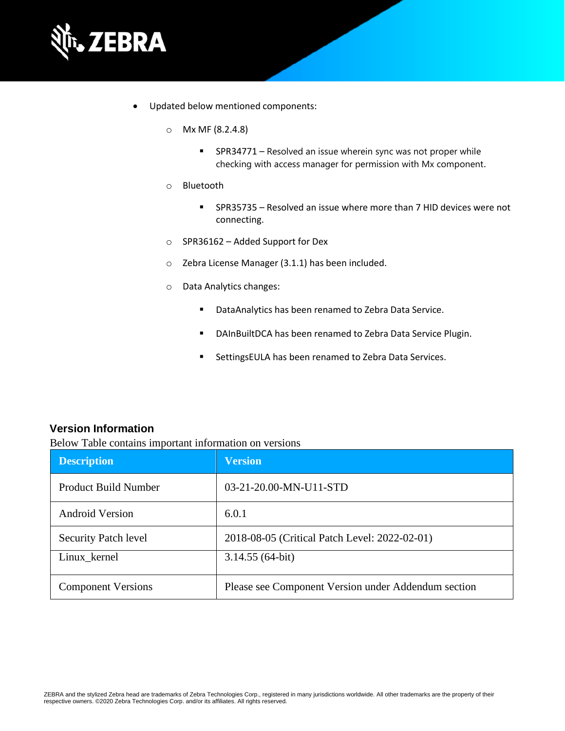- Updated below mentioned components:
  - Mx MF (8.2.4.8)
    - SPR34771 – Resolved an issue wherein sync was not proper while checking with access manager for permission with Mx component.
  - Bluetooth
    - SPR35735 – Resolved an issue where more than 7 HID devices were not connecting.
  - SPR36162 – Added Support for Dex
  - Zebra License Manager (3.1.1) has been included.
  - Data Analytics changes:
    - DataAnalytics has been renamed to Zebra Data Service.
    - DAInBuiltDCA has been renamed to Zebra Data Service Plugin.
    - SettingsEULA has been renamed to Zebra Data Services.

## Version Information

Below Table contains important information on versions

| Description | Version |
| --- | --- |
| Product Build Number | 03-21-20.00-MN-U11-STD |
| Android Version | 6.0.1 |
| Security Patch level | 2018-08-05 (Critical Patch Level: 2022-02-01) |
| Linux_kernel | 3.14.55 (64-bit) |
| Component Versions | Please see Component Version under Addendum section |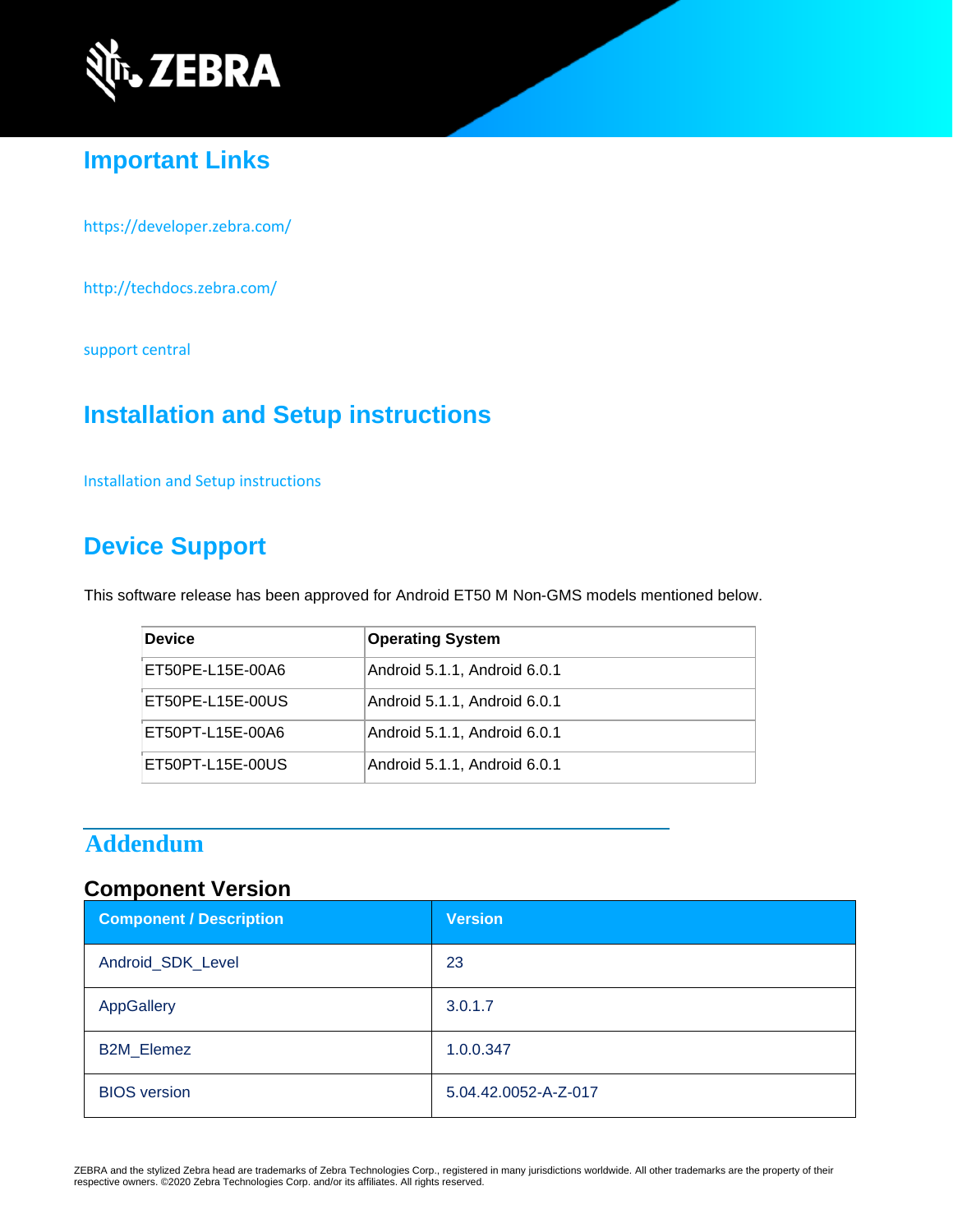## Important Links

https://developer.zebra.com/

http://techdocs.zebra.com/

support central

## Installation and Setup instructions

Installation and Setup instructions

## Device Support

This software release has been approved for Android ET50 M Non-GMS models mentioned below.

| Device | Operating System |
|---|---|
| ET50PE-L15E-00A6 | Android 5.1.1, Android 6.0.1 |
| ET50PE-L15E-00US | Android 5.1.1, Android 6.0.1 |
| ET50PT-L15E-00A6 | Android 5.1.1, Android 6.0.1 |
| ET50PT-L15E-00US | Android 5.1.1, Android 6.0.1 |

## Addendum

### Component Version

| Component / Description | Version |
|---|---|
| Android_SDK_Level | 23 |
| AppGallery | 3.0.1.7 |
| B2M_Elemez | 1.0.0.347 |
| BIOS version | 5.04.42.0052-A-Z-017 |

ZEBRA and the stylized Zebra head are trademarks of Zebra Technologies Corp., registered in many jurisdictions worldwide. All other trademarks are the property of their respective owners. ©2020 Zebra Technologies Corp. and/or its affiliates. All rights reserved.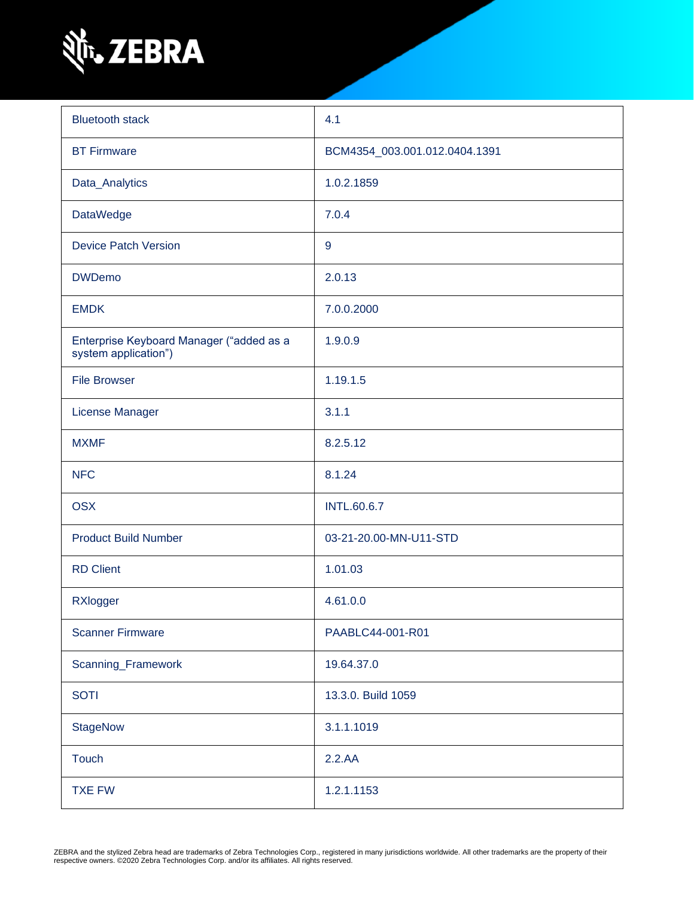| Bluetooth stack | 4.1 |
| --- | --- |
| BT Firmware | BCM4354_003.001.012.0404.1391 |
| Data_Analytics | 1.0.2.1859 |
| DataWedge | 7.0.4 |
| Device Patch Version | 9 |
| DWDemo | 2.0.13 |
| EMDK | 7.0.0.2000 |
| Enterprise Keyboard Manager (“added as a system application”) | 1.9.0.9 |
| File Browser | 1.19.1.5 |
| License Manager | 3.1.1 |
| MXMF | 8.2.5.12 |
| NFC | 8.1.24 |
| OSX | INTL.60.6.7 |
| Product Build Number | 03-21-20.00-MN-U11-STD |
| RD Client | 1.01.03 |
| RXlogger | 4.61.0.0 |
| Scanner Firmware | PAABLC44-001-R01 |
| Scanning_Framework | 19.64.37.0 |
| SOTI | 13.3.0. Build 1059 |
| StageNow | 3.1.1.1019 |
| Touch | 2.2.AA |
| TXE FW | 1.2.1.1153 |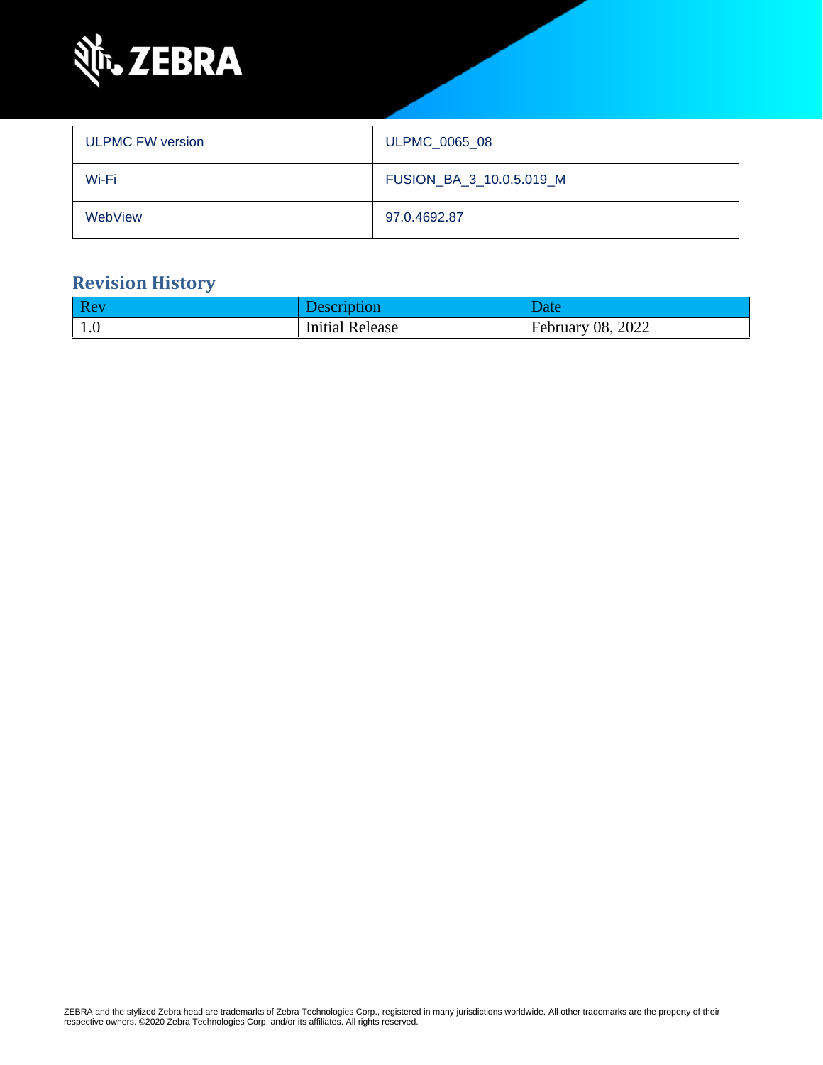| | |
|---|---|
| ULPMC FW version | ULPMC_0065_08 |
| Wi-Fi | FUSION_BA_3_10.0.5.019_M |
| WebView | 97.0.4692.87 |

## Revision History

| Rev | Description | Date |
|---|---|---|
| 1.0 | Initial Release | February 08, 2022 |

ZEBRA and the stylized Zebra head are trademarks of Zebra Technologies Corp., registered in many jurisdictions worldwide. All other trademarks are the property of their respective owners. ©2020 Zebra Technologies Corp. and/or its affiliates. All rights reserved.